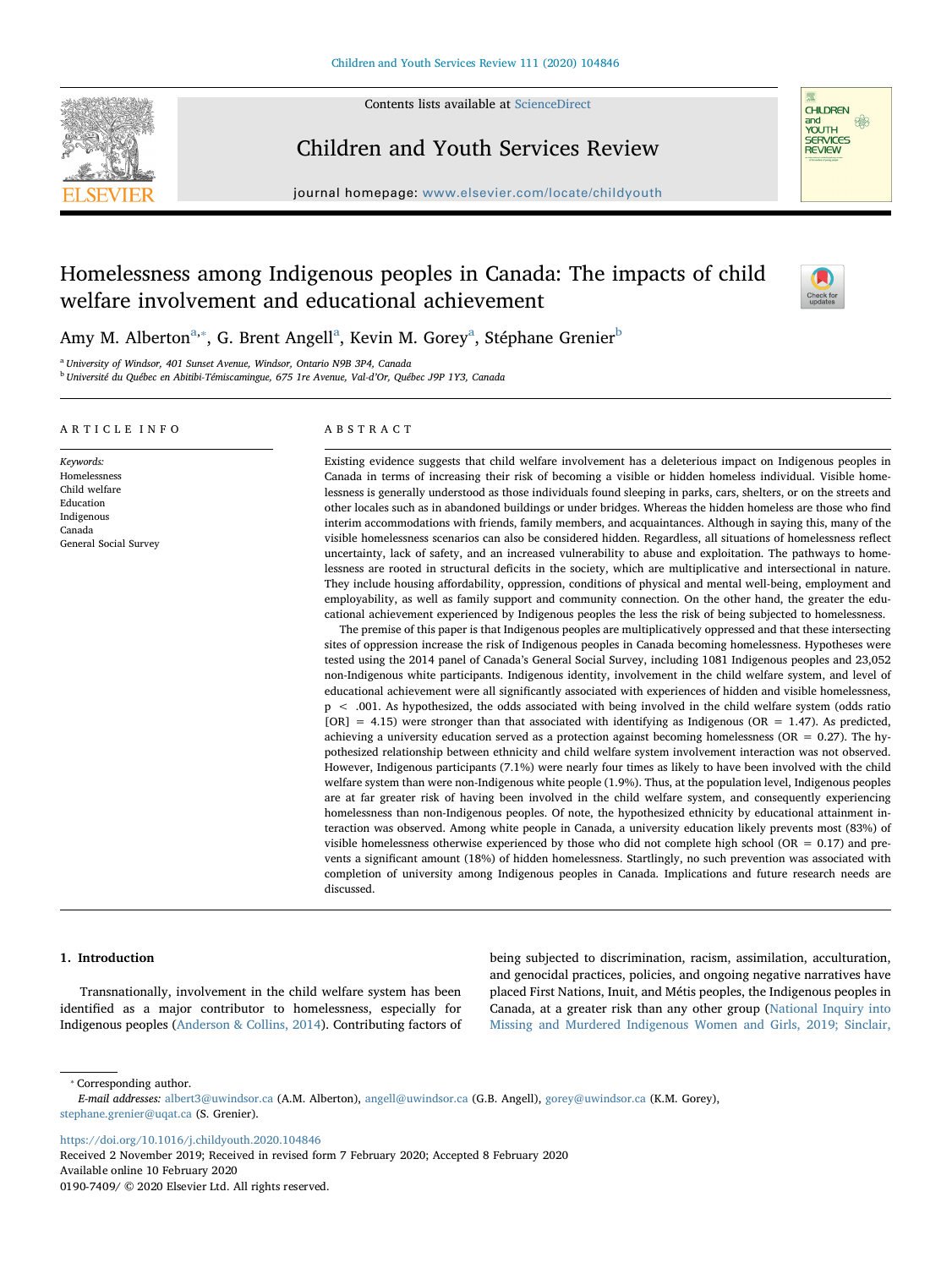# Homelessness among Indigenous peoples in Canada: The impacts of child welfare involvement and educational achievement

Amy M. Alberton[a,*], G. Brent Angell[a], Kevin M. Gorey[a], Stéphane Grenier[b]

[a] University of Windsor, 401 Sunset Avenue, Windsor, Ontario N9B 3P4, Canada

[b] Université du Québec en Abitibi-Témiscamingue, 675 1re Avenue, Val-d'Or, Québec J9P 1Y3, Canada

## ARTICLE INFO

*Keywords:*
Homelessness
Child welfare
Education
Indigenous
Canada
General Social Survey

## ABSTRACT

Existing evidence suggests that child welfare involvement has a deleterious impact on Indigenous peoples in Canada in terms of increasing their risk of becoming a visible or hidden homeless individual. Visible homelessness is generally understood as those individuals found sleeping in parks, cars, shelters, or on the streets and other locales such as in abandoned buildings or under bridges. Whereas the hidden homeless are those who find interim accommodations with friends, family members, and acquaintances. Although in saying this, many of the visible homelessness scenarios can also be considered hidden. Regardless, all situations of homelessness reflect uncertainty, lack of safety, and an increased vulnerability to abuse and exploitation. The pathways to homelessness are rooted in structural deficits in the society, which are multiplicative and intersectional in nature. They include housing affordability, oppression, conditions of physical and mental well-being, employment and employability, as well as family support and community connection. On the other hand, the greater the educational achievement experienced by Indigenous peoples the less the risk of being subjected to homelessness.

The premise of this paper is that Indigenous peoples are multiplicatively oppressed and that these intersecting sites of oppression increase the risk of Indigenous peoples in Canada becoming homelessness. Hypotheses were tested using the 2014 panel of Canada's General Social Survey, including 1081 Indigenous peoples and 23,052 non-Indigenous white participants. Indigenous identity, involvement in the child welfare system, and level of educational achievement were all significantly associated with experiences of hidden and visible homelessness, $p < .001$. As hypothesized, the odds associated with being involved in the child welfare system (odds ratio [OR] = 4.15) were stronger than that associated with identifying as Indigenous (OR = 1.47). As predicted, achieving a university education served as a protection against becoming homelessness (OR = 0.27). The hypothesized relationship between ethnicity and child welfare system involvement interaction was not observed. However, Indigenous participants (7.1%) were nearly four times as likely to have been involved with the child welfare system than were non-Indigenous white people (1.9%). Thus, at the population level, Indigenous peoples are at far greater risk of having been involved in the child welfare system, and consequently experiencing homelessness than non-Indigenous peoples. Of note, the hypothesized ethnicity by educational attainment interaction was observed. Among white people in Canada, a university education likely prevents most (83%) of visible homelessness otherwise experienced by those who did not complete high school (OR = 0.17) and prevents a significant amount (18%) of hidden homelessness. Startlingly, no such prevention was associated with completion of university among Indigenous peoples in Canada. Implications and future research needs are discussed.

## 1. Introduction

Transnationally, involvement in the child welfare system has been identified as a major contributor to homelessness, especially for Indigenous peoples (Anderson & Collins, 2014). Contributing factors of being subjected to discrimination, racism, assimilation, acculturation, and genocidal practices, policies, and ongoing negative narratives have placed First Nations, Inuit, and Métis peoples, the Indigenous peoples in Canada, at a greater risk than any other group (National Inquiry into Missing and Murdered Indigenous Women and Girls, 2019; Sinclair,

---

* Corresponding author.

*E-mail addresses:* albert3@uwindsor.ca (A.M. Alberton), angell@uwindsor.ca (G.B. Angell), gorey@uwindsor.ca (K.M. Gorey), stephane.grenier@uqat.ca (S. Grenier).

https://doi.org/10.1016/j.childyouth.2020.104846
Received 2 November 2019; Received in revised form 7 February 2020; Accepted 8 February 2020
Available online 10 February 2020
0190-7409/ © 2020 Elsevier Ltd. All rights reserved.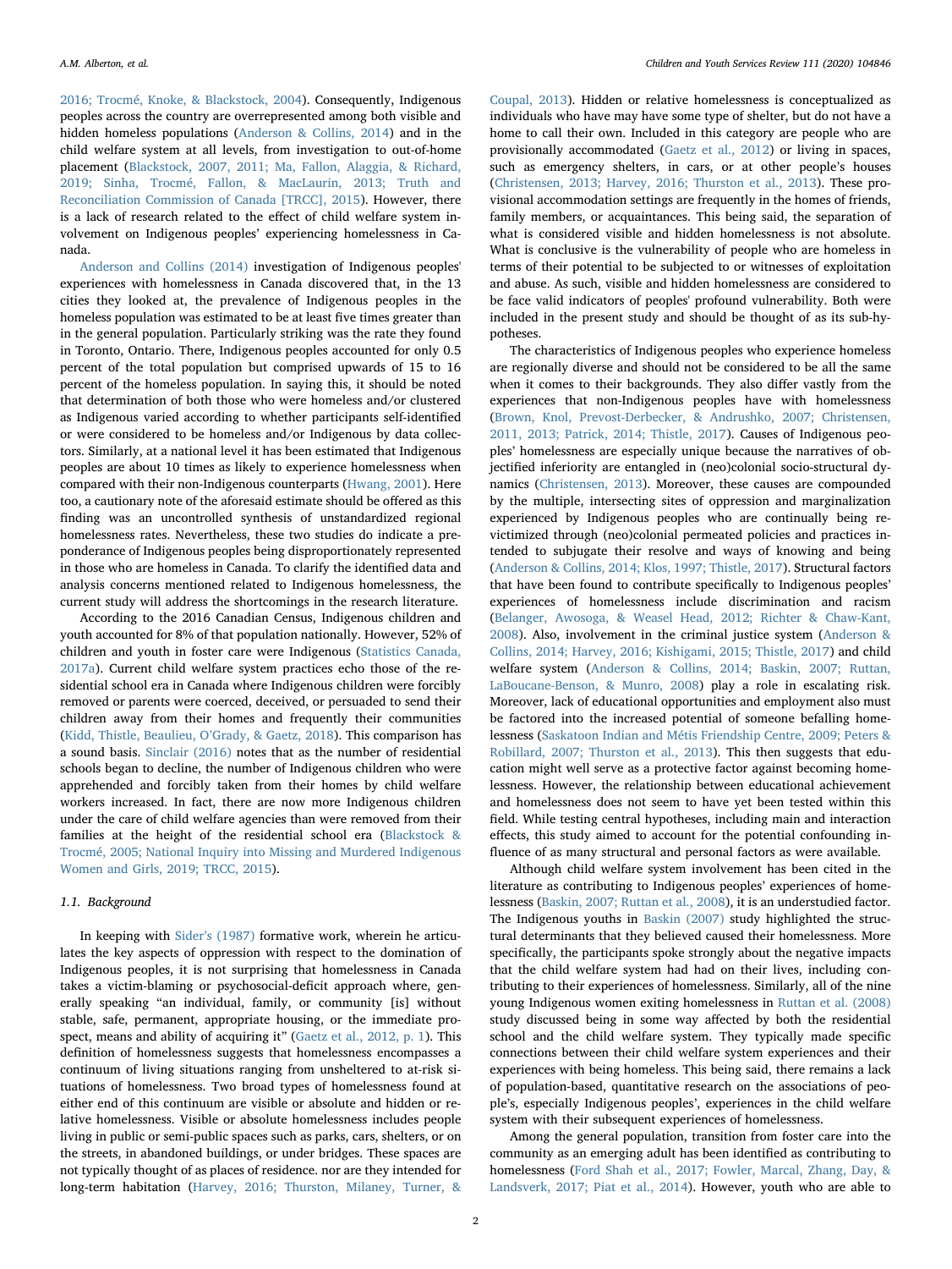2016; Trocmé, Knoke, & Blackstock, 2004). Consequently, Indigenous peoples across the country are overrepresented among both visible and hidden homeless populations (Anderson & Collins, 2014) and in the child welfare system at all levels, from investigation to out-of-home placement (Blackstock, 2007, 2011; Ma, Fallon, Alaggia, & Richard, 2019; Sinha, Trocmé, Fallon, & MacLaurin, 2013; Truth and Reconciliation Commission of Canada [TRCC], 2015). However, there is a lack of research related to the effect of child welfare system involvement on Indigenous peoples' experiencing homelessness in Canada.

Anderson and Collins (2014) investigation of Indigenous peoples' experiences with homelessness in Canada discovered that, in the 13 cities they looked at, the prevalence of Indigenous peoples in the homeless population was estimated to be at least five times greater than in the general population. Particularly striking was the rate they found in Toronto, Ontario. There, Indigenous peoples accounted for only 0.5 percent of the total population but comprised upwards of 15 to 16 percent of the homeless population. In saying this, it should be noted that determination of both those who were homeless and/or clustered as Indigenous varied according to whether participants self-identified or were considered to be homeless and/or Indigenous by data collectors. Similarly, at a national level it has been estimated that Indigenous peoples are about 10 times as likely to experience homelessness when compared with their non-Indigenous counterparts (Hwang, 2001). Here too, a cautionary note of the aforesaid estimate should be offered as this finding was an uncontrolled synthesis of unstandardized regional homelessness rates. Nevertheless, these two studies do indicate a preponderance of Indigenous peoples being disproportionately represented in those who are homeless in Canada. To clarify the identified data and analysis concerns mentioned related to Indigenous homelessness, the current study will address the shortcomings in the research literature.

According to the 2016 Canadian Census, Indigenous children and youth accounted for 8% of that population nationally. However, 52% of children and youth in foster care were Indigenous (Statistics Canada, 2017a). Current child welfare system practices echo those of the residential school era in Canada where Indigenous children were forcibly removed or parents were coerced, deceived, or persuaded to send their children away from their homes and frequently their communities (Kidd, Thistle, Beaulieu, O'Grady, & Gaetz, 2018). This comparison has a sound basis. Sinclair (2016) notes that as the number of residential schools began to decline, the number of Indigenous children who were apprehended and forcibly taken from their homes by child welfare workers increased. In fact, there are now more Indigenous children under the care of child welfare agencies than were removed from their families at the height of the residential school era (Blackstock & Trocmé, 2005; National Inquiry into Missing and Murdered Indigenous Women and Girls, 2019; TRCC, 2015).

### 1.1. Background

In keeping with Sider's (1987) formative work, wherein he articulates the key aspects of oppression with respect to the domination of Indigenous peoples, it is not surprising that homelessness in Canada takes a victim-blaming or psychosocial-deficit approach where, generally speaking "an individual, family, or community [is] without stable, safe, permanent, appropriate housing, or the immediate prospect, means and ability of acquiring it" (Gaetz et al., 2012, p. 1). This definition of homelessness suggests that homelessness encompasses a continuum of living situations ranging from unsheltered to at-risk situations of homelessness. Two broad types of homelessness found at either end of this continuum are visible or absolute and hidden or relative homelessness. Visible or absolute homelessness includes people living in public or semi-public spaces such as parks, cars, shelters, or on the streets, in abandoned buildings, or under bridges. These spaces are not typically thought of as places of residence. nor are they intended for long-term habitation (Harvey, 2016; Thurston, Milaney, Turner, & Coupal, 2013). Hidden or relative homelessness is conceptualized as individuals who have may have some type of shelter, but do not have a home to call their own. Included in this category are people who are provisionally accommodated (Gaetz et al., 2012) or living in spaces, such as emergency shelters, in cars, or at other people's houses (Christensen, 2013; Harvey, 2016; Thurston et al., 2013). These provisional accommodation settings are frequently in the homes of friends, family members, or acquaintances. This being said, the separation of what is considered visible and hidden homelessness is not absolute. What is conclusive is the vulnerability of people who are homeless in terms of their potential to be subjected to or witnesses of exploitation and abuse. As such, visible and hidden homelessness are considered to be face valid indicators of peoples' profound vulnerability. Both were included in the present study and should be thought of as its sub-hypotheses.

The characteristics of Indigenous peoples who experience homeless are regionally diverse and should not be considered to be all the same when it comes to their backgrounds. They also differ vastly from the experiences that non-Indigenous peoples have with homelessness (Brown, Knol, Prevost-Derbecker, & Andrushko, 2007; Christensen, 2011, 2013; Patrick, 2014; Thistle, 2017). Causes of Indigenous peoples' homelessness are especially unique because the narratives of objectified inferiority are entangled in (neo)colonial socio-structural dynamics (Christensen, 2013). Moreover, these causes are compounded by the multiple, intersecting sites of oppression and marginalization experienced by Indigenous peoples who are continually being revictimized through (neo)colonial permeated policies and practices intended to subjugate their resolve and ways of knowing and being (Anderson & Collins, 2014; Klos, 1997; Thistle, 2017). Structural factors that have been found to contribute specifically to Indigenous peoples' experiences of homelessness include discrimination and racism (Belanger, Awosoga, & Weasel Head, 2012; Richter & Chaw-Kant, 2008). Also, involvement in the criminal justice system (Anderson & Collins, 2014; Harvey, 2016; Kishigami, 2015; Thistle, 2017) and child welfare system (Anderson & Collins, 2014; Baskin, 2007; Ruttan, LaBoucane-Benson, & Munro, 2008) play a role in escalating risk. Moreover, lack of educational opportunities and employment also must be factored into the increased potential of someone befalling homelessness (Saskatoon Indian and Métis Friendship Centre, 2009; Peters & Robillard, 2007; Thurston et al., 2013). This then suggests that education might well serve as a protective factor against becoming homelessness. However, the relationship between educational achievement and homelessness does not seem to have yet been tested within this field. While testing central hypotheses, including main and interaction effects, this study aimed to account for the potential confounding influence of as many structural and personal factors as were available.

Although child welfare system involvement has been cited in the literature as contributing to Indigenous peoples' experiences of homelessness (Baskin, 2007; Ruttan et al., 2008), it is an understudied factor. The Indigenous youths in Baskin (2007) study highlighted the structural determinants that they believed caused their homelessness. More specifically, the participants spoke strongly about the negative impacts that the child welfare system had had on their lives, including contributing to their experiences of homelessness. Similarly, all of the nine young Indigenous women exiting homelessness in Ruttan et al. (2008) study discussed being in some way affected by both the residential school and the child welfare system. They typically made specific connections between their child welfare system experiences and their experiences with being homeless. This being said, there remains a lack of population-based, quantitative research on the associations of people's, especially Indigenous peoples', experiences in the child welfare system with their subsequent experiences of homelessness.

Among the general population, transition from foster care into the community as an emerging adult has been identified as contributing to homelessness (Ford Shah et al., 2017; Fowler, Marcal, Zhang, Day, & Landsverk, 2017; Piat et al., 2014). However, youth who are able to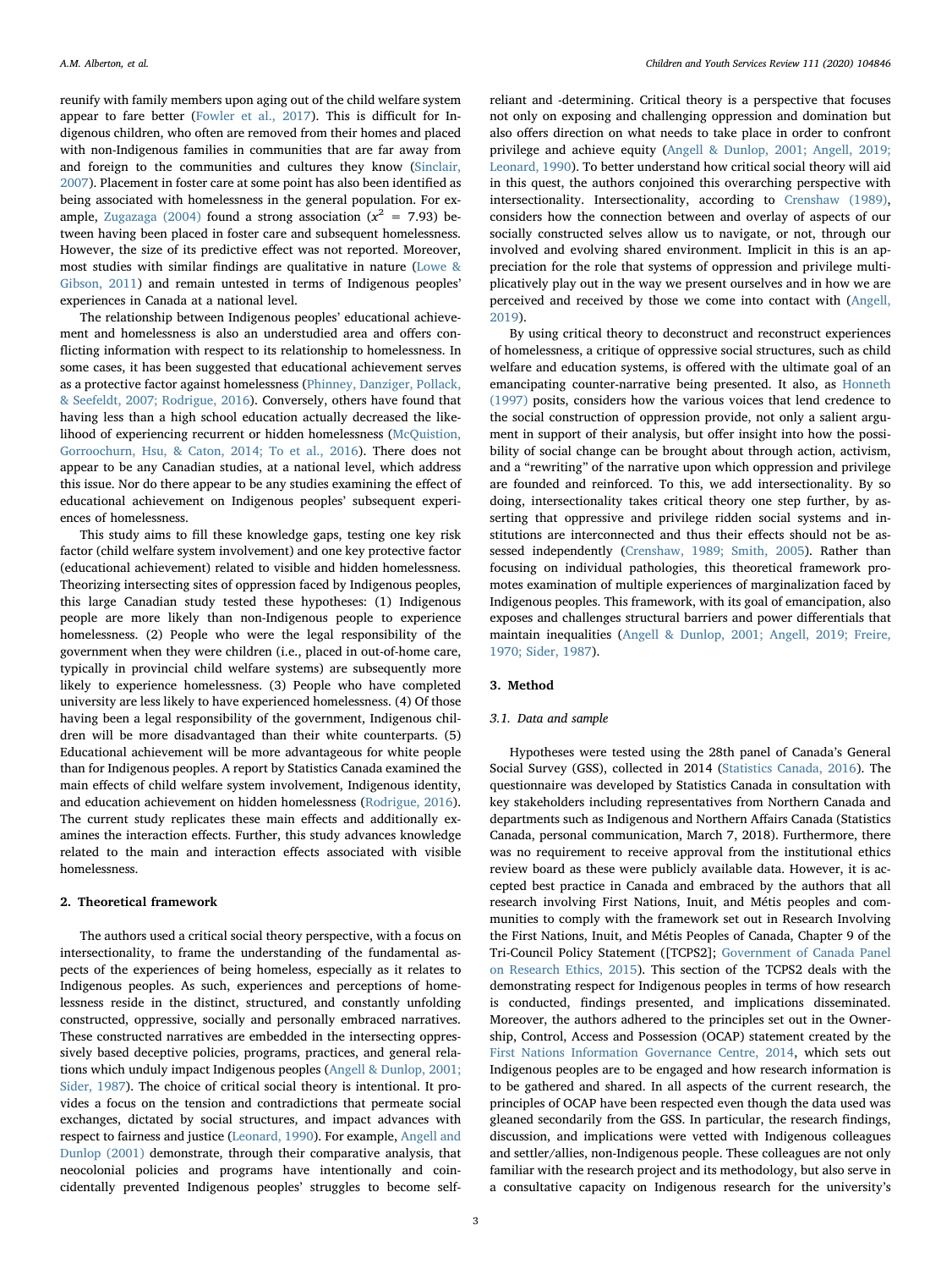reunify with family members upon aging out of the child welfare system appear to fare better (Fowler et al., 2017). This is difficult for Indigenous children, who often are removed from their homes and placed with non-Indigenous families in communities that are far away from and foreign to the communities and cultures they know (Sinclair, 2007). Placement in foster care at some point has also been identified as being associated with homelessness in the general population. For example, Zugazaga (2004) found a strong association ($x^2$ = 7.93) between having been placed in foster care and subsequent homelessness. However, the size of its predictive effect was not reported. Moreover, most studies with similar findings are qualitative in nature (Lowe & Gibson, 2011) and remain untested in terms of Indigenous peoples' experiences in Canada at a national level.

The relationship between Indigenous peoples' educational achievement and homelessness is also an understudied area and offers conflicting information with respect to its relationship to homelessness. In some cases, it has been suggested that educational achievement serves as a protective factor against homelessness (Phinney, Danziger, Pollack, & Seefeldt, 2007; Rodrigue, 2016). Conversely, others have found that having less than a high school education actually decreased the likelihood of experiencing recurrent or hidden homelessness (McQuistion, Gorroochurn, Hsu, & Caton, 2014; To et al., 2016). There does not appear to be any Canadian studies, at a national level, which address this issue. Nor do there appear to be any studies examining the effect of educational achievement on Indigenous peoples' subsequent experiences of homelessness.

This study aims to fill these knowledge gaps, testing one key risk factor (child welfare system involvement) and one key protective factor (educational achievement) related to visible and hidden homelessness. Theorizing intersecting sites of oppression faced by Indigenous peoples, this large Canadian study tested these hypotheses: (1) Indigenous people are more likely than non-Indigenous people to experience homelessness. (2) People who were the legal responsibility of the government when they were children (i.e., placed in out-of-home care, typically in provincial child welfare systems) are subsequently more likely to experience homelessness. (3) People who have completed university are less likely to have experienced homelessness. (4) Of those having been a legal responsibility of the government, Indigenous children will be more disadvantaged than their white counterparts. (5) Educational achievement will be more advantageous for white people than for Indigenous peoples. A report by Statistics Canada examined the main effects of child welfare system involvement, Indigenous identity, and education achievement on hidden homelessness (Rodrigue, 2016). The current study replicates these main effects and additionally examines the interaction effects. Further, this study advances knowledge related to the main and interaction effects associated with visible homelessness.

## 2. Theoretical framework

The authors used a critical social theory perspective, with a focus on intersectionality, to frame the understanding of the fundamental aspects of the experiences of being homeless, especially as it relates to Indigenous peoples. As such, experiences and perceptions of homelessness reside in the distinct, structured, and constantly unfolding constructed, oppressive, socially and personally embraced narratives. These constructed narratives are embedded in the intersecting oppressively based deceptive policies, programs, practices, and general relations which unduly impact Indigenous peoples (Angell & Dunlop, 2001; Sider, 1987). The choice of critical social theory is intentional. It provides a focus on the tension and contradictions that permeate social exchanges, dictated by social structures, and impact advances with respect to fairness and justice (Leonard, 1990). For example, Angell and Dunlop (2001) demonstrate, through their comparative analysis, that neocolonial policies and programs have intentionally and coincidentally prevented Indigenous peoples' struggles to become self-reliant and -determining. Critical theory is a perspective that focuses not only on exposing and challenging oppression and domination but also offers direction on what needs to take place in order to confront privilege and achieve equity (Angell & Dunlop, 2001; Angell, 2019; Leonard, 1990). To better understand how critical social theory will aid in this quest, the authors conjoined this overarching perspective with intersectionality. Intersectionality, according to Crenshaw (1989), considers how the connection between and overlay of aspects of our socially constructed selves allow us to navigate, or not, through our involved and evolving shared environment. Implicit in this is an appreciation for the role that systems of oppression and privilege multiplicatively play out in the way we present ourselves and in how we are perceived and received by those we come into contact with (Angell, 2019).

By using critical theory to deconstruct and reconstruct experiences of homelessness, a critique of oppressive social structures, such as child welfare and education systems, is offered with the ultimate goal of an emancipating counter-narrative being presented. It also, as Honneth (1997) posits, considers how the various voices that lend credence to the social construction of oppression provide, not only a salient argument in support of their analysis, but offer insight into how the possibility of social change can be brought about through action, activism, and a "rewriting" of the narrative upon which oppression and privilege are founded and reinforced. To this, we add intersectionality. By so doing, intersectionality takes critical theory one step further, by asserting that oppressive and privilege ridden social systems and institutions are interconnected and thus their effects should not be assessed independently (Crenshaw, 1989; Smith, 2005). Rather than focusing on individual pathologies, this theoretical framework promotes examination of multiple experiences of marginalization faced by Indigenous peoples. This framework, with its goal of emancipation, also exposes and challenges structural barriers and power differentials that maintain inequalities (Angell & Dunlop, 2001; Angell, 2019; Freire, 1970; Sider, 1987).

## 3. Method

### 3.1. Data and sample

Hypotheses were tested using the 28th panel of Canada's General Social Survey (GSS), collected in 2014 (Statistics Canada, 2016). The questionnaire was developed by Statistics Canada in consultation with key stakeholders including representatives from Northern Canada and departments such as Indigenous and Northern Affairs Canada (Statistics Canada, personal communication, March 7, 2018). Furthermore, there was no requirement to receive approval from the institutional ethics review board as these were publicly available data. However, it is accepted best practice in Canada and embraced by the authors that all research involving First Nations, Inuit, and Métis peoples and communities to comply with the framework set out in Research Involving the First Nations, Inuit, and Métis Peoples of Canada, Chapter 9 of the Tri-Council Policy Statement ([TCPS2]; Government of Canada Panel on Research Ethics, 2015). This section of the TCPS2 deals with the demonstrating respect for Indigenous peoples in terms of how research is conducted, findings presented, and implications disseminated. Moreover, the authors adhered to the principles set out in the Ownership, Control, Access and Possession (OCAP) statement created by the First Nations Information Governance Centre, 2014, which sets out Indigenous peoples are to be engaged and how research information is to be gathered and shared. In all aspects of the current research, the principles of OCAP have been respected even though the data used was gleaned secondarily from the GSS. In particular, the research findings, discussion, and implications were vetted with Indigenous colleagues and settler/allies, non-Indigenous people. These colleagues are not only familiar with the research project and its methodology, but also serve in a consultative capacity on Indigenous research for the university's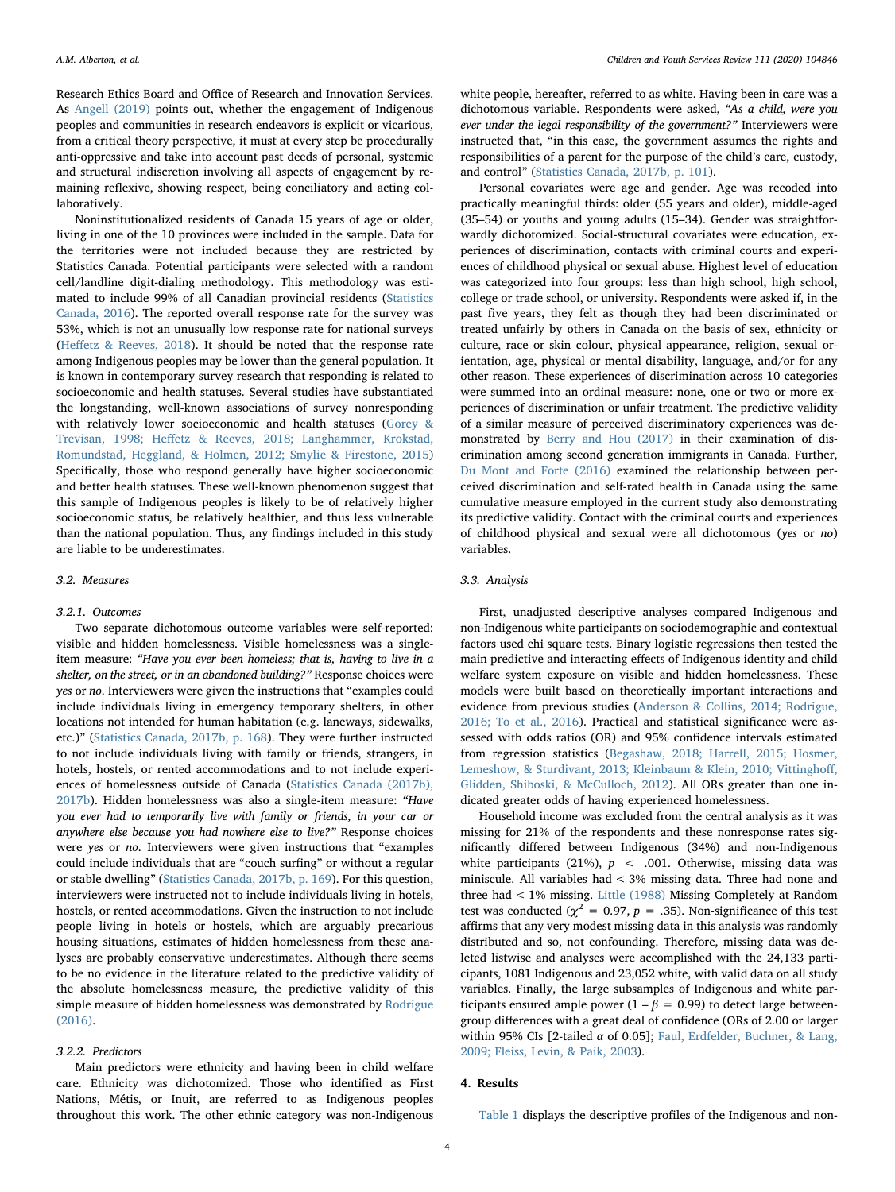Research Ethics Board and Office of Research and Innovation Services. As Angell (2019) points out, whether the engagement of Indigenous peoples and communities in research endeavors is explicit or vicarious, from a critical theory perspective, it must at every step be procedurally anti-oppressive and take into account past deeds of personal, systemic and structural indiscretion involving all aspects of engagement by remaining reflexive, showing respect, being conciliatory and acting collaboratively.

Noninstitutionalized residents of Canada 15 years of age or older, living in one of the 10 provinces were included in the sample. Data for the territories were not included because they are restricted by Statistics Canada. Potential participants were selected with a random cell/landline digit-dialing methodology. This methodology was estimated to include 99% of all Canadian provincial residents (Statistics Canada, 2016). The reported overall response rate for the survey was 53%, which is not an unusually low response rate for national surveys (Heffetz & Reeves, 2018). It should be noted that the response rate among Indigenous peoples may be lower than the general population. It is known in contemporary survey research that responding is related to socioeconomic and health statuses. Several studies have substantiated the longstanding, well-known associations of survey nonresponding with relatively lower socioeconomic and health statuses (Gorey & Trevisan, 1998; Heffetz & Reeves, 2018; Langhammer, Krokstad, Romundstad, Heggland, & Holmen, 2012; Smylie & Firestone, 2015) Specifically, those who respond generally have higher socioeconomic and better health statuses. These well-known phenomenon suggest that this sample of Indigenous peoples is likely to be of relatively higher socioeconomic status, be relatively healthier, and thus less vulnerable than the national population. Thus, any findings included in this study are liable to be underestimates.

### 3.2. Measures

#### 3.2.1. Outcomes

Two separate dichotomous outcome variables were self-reported: visible and hidden homelessness. Visible homelessness was a single-item measure: *"Have you ever been homeless; that is, having to live in a shelter, on the street, or in an abandoned building?"* Response choices were *yes* or *no*. Interviewers were given the instructions that "examples could include individuals living in emergency temporary shelters, in other locations not intended for human habitation (e.g. laneways, sidewalks, etc.)" (Statistics Canada, 2017b, p. 168). They were further instructed to not include individuals living with family or friends, strangers, in hotels, hostels, or rented accommodations and to not include experiences of homelessness outside of Canada (Statistics Canada (2017b), 2017b). Hidden homelessness was also a single-item measure: *"Have you ever had to temporarily live with family or friends, in your car or anywhere else because you had nowhere else to live?"* Response choices were *yes* or *no*. Interviewers were given instructions that "examples could include individuals that are "couch surfing" or without a regular or stable dwelling" (Statistics Canada, 2017b, p. 169). For this question, interviewers were instructed not to include individuals living in hotels, hostels, or rented accommodations. Given the instruction to not include people living in hotels or hostels, which are arguably precarious housing situations, estimates of hidden homelessness from these analyses are probably conservative underestimates. Although there seems to be no evidence in the literature related to the predictive validity of the absolute homelessness measure, the predictive validity of this simple measure of hidden homelessness was demonstrated by Rodrigue (2016).

#### 3.2.2. Predictors

Main predictors were ethnicity and having been in child welfare care. Ethnicity was dichotomized. Those who identified as First Nations, Métis, or Inuit, are referred to as Indigenous peoples throughout this work. The other ethnic category was non-Indigenous white people, hereafter, referred to as white. Having been in care was a dichotomous variable. Respondents were asked, *"As a child, were you ever under the legal responsibility of the government?"* Interviewers were instructed that, "in this case, the government assumes the rights and responsibilities of a parent for the purpose of the child's care, custody, and control" (Statistics Canada, 2017b, p. 101).

Personal covariates were age and gender. Age was recoded into practically meaningful thirds: older (55 years and older), middle-aged (35–54) or youths and young adults (15–34). Gender was straightforwardly dichotomized. Social-structural covariates were education, experiences of discrimination, contacts with criminal courts and experiences of childhood physical or sexual abuse. Highest level of education was categorized into four groups: less than high school, high school, college or trade school, or university. Respondents were asked if, in the past five years, they felt as though they had been discriminated or treated unfairly by others in Canada on the basis of sex, ethnicity or culture, race or skin colour, physical appearance, religion, sexual orientation, age, physical or mental disability, language, and/or for any other reason. These experiences of discrimination across 10 categories were summed into an ordinal measure: none, one or two or more experiences of discrimination or unfair treatment. The predictive validity of a similar measure of perceived discriminatory experiences was demonstrated by Berry and Hou (2017) in their examination of discrimination among second generation immigrants in Canada. Further, Du Mont and Forte (2016) examined the relationship between perceived discrimination and self-rated health in Canada using the same cumulative measure employed in the current study also demonstrating its predictive validity. Contact with the criminal courts and experiences of childhood physical and sexual were all dichotomous (*yes* or *no*) variables.

### 3.3. Analysis

First, unadjusted descriptive analyses compared Indigenous and non-Indigenous white participants on sociodemographic and contextual factors used chi square tests. Binary logistic regressions then tested the main predictive and interacting effects of Indigenous identity and child welfare system exposure on visible and hidden homelessness. These models were built based on theoretically important interactions and evidence from previous studies (Anderson & Collins, 2014; Rodrigue, 2016; To et al., 2016). Practical and statistical significance were assessed with odds ratios (OR) and 95% confidence intervals estimated from regression statistics (Begashaw, 2018; Harrell, 2015; Hosmer, Lemeshow, & Sturdivant, 2013; Kleinbaum & Klein, 2010; Vittinghoff, Glidden, Shiboski, & McCulloch, 2012). All ORs greater than one indicated greater odds of having experienced homelessness.

Household income was excluded from the central analysis as it was missing for 21% of the respondents and these nonresponse rates significantly differed between Indigenous (34%) and non-Indigenous white participants (21%), $p < .001$. Otherwise, missing data was miniscule. All variables had < 3% missing data. Three had none and three had < 1% missing. Little (1988) Missing Completely at Random test was conducted ($\chi^2 = 0.97$, $p = .35$). Non-significance of this test affirms that any very modest missing data in this analysis was randomly distributed and so, not confounding. Therefore, missing data was deleted listwise and analyses were accomplished with the 24,133 participants, 1081 Indigenous and 23,052 white, with valid data on all study variables. Finally, the large subsamples of Indigenous and white participants ensured ample power ($1 - \beta = 0.99$) to detect large between-group differences with a great deal of confidence (ORs of 2.00 or larger within 95% CIs [2-tailed $\alpha$ of 0.05]; Faul, Erdfelder, Buchner, & Lang, 2009; Fleiss, Levin, & Paik, 2003).

## 4. Results

Table 1 displays the descriptive profiles of the Indigenous and non-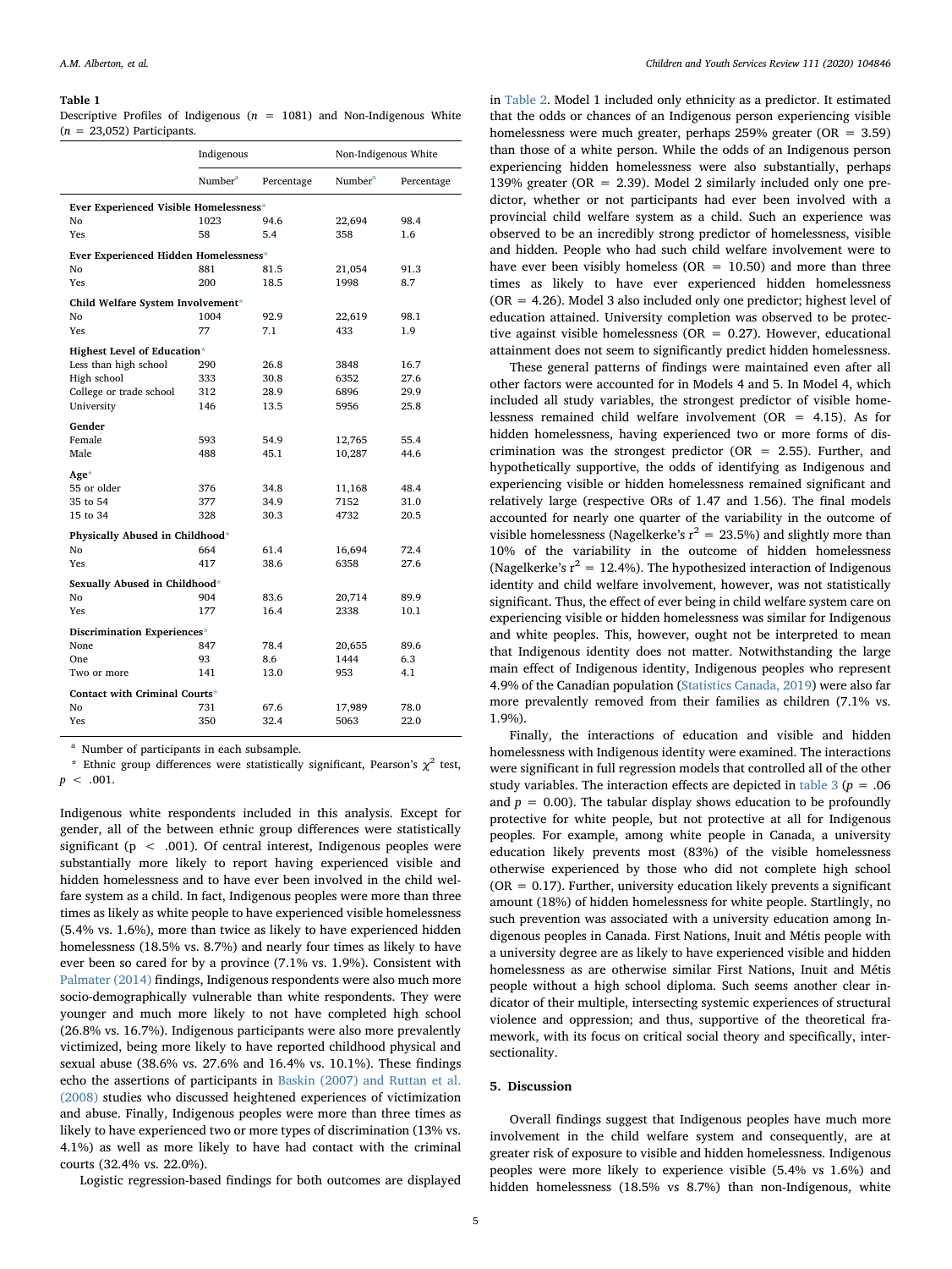**Table 1**
Descriptive Profiles of Indigenous ($n$ = 1081) and Non-Indigenous White ($n$ = 23,052) Participants.

| | Indigenous | | Non-Indigenous White | |
|---|---|---|---|---|
| | Number[a] | Percentage | Number[a] | Percentage |
| **Ever Experienced Visible Homelessness*** | | | | |
| No | 1023 | 94.6 | 22,694 | 98.4 |
| Yes | 58 | 5.4 | 358 | 1.6 |
| **Ever Experienced Hidden Homelessness*** | | | | |
| No | 881 | 81.5 | 21,054 | 91.3 |
| Yes | 200 | 18.5 | 1998 | 8.7 |
| **Child Welfare System Involvement*** | | | | |
| No | 1004 | 92.9 | 22,619 | 98.1 |
| Yes | 77 | 7.1 | 433 | 1.9 |
| **Highest Level of Education*** | | | | |
| Less than high school | 290 | 26.8 | 3848 | 16.7 |
| High school | 333 | 30.8 | 6352 | 27.6 |
| College or trade school | 312 | 28.9 | 6896 | 29.9 |
| University | 146 | 13.5 | 5956 | 25.8 |
| **Gender** | | | | |
| Female | 593 | 54.9 | 12,765 | 55.4 |
| Male | 488 | 45.1 | 10,287 | 44.6 |
| **Age*** | | | | |
| 55 or older | 376 | 34.8 | 11,168 | 48.4 |
| 35 to 54 | 377 | 34.9 | 7152 | 31.0 |
| 15 to 34 | 328 | 30.3 | 4732 | 20.5 |
| **Physically Abused in Childhood*** | | | | |
| No | 664 | 61.4 | 16,694 | 72.4 |
| Yes | 417 | 38.6 | 6358 | 27.6 |
| **Sexually Abused in Childhood*** | | | | |
| No | 904 | 83.6 | 20,714 | 89.9 |
| Yes | 177 | 16.4 | 2338 | 10.1 |
| **Discrimination Experiences*** | | | | |
| None | 847 | 78.4 | 20,655 | 89.6 |
| One | 93 | 8.6 | 1444 | 6.3 |
| Two or more | 141 | 13.0 | 953 | 4.1 |
| **Contact with Criminal Courts*** | | | | |
| No | 731 | 67.6 | 17,989 | 78.0 |
| Yes | 350 | 32.4 | 5063 | 22.0 |

[a] Number of participants in each subsample.

* Ethnic group differences were statistically significant, Pearson's $\chi^2$ test, $p < .001$.

Indigenous white respondents included in this analysis. Except for gender, all of the between ethnic group differences were statistically significant ($p < .001$). Of central interest, Indigenous peoples were substantially more likely to report having experienced visible and hidden homelessness and to have ever been involved in the child welfare system as a child. In fact, Indigenous peoples were more than three times as likely as white people to have experienced visible homelessness (5.4% vs. 1.6%), more than twice as likely to have experienced hidden homelessness (18.5% vs. 8.7%) and nearly four times as likely to have ever been so cared for by a province (7.1% vs. 1.9%). Consistent with Palmater (2014) findings, Indigenous respondents were also much more socio-demographically vulnerable than white respondents. They were younger and much more likely to not have completed high school (26.8% vs. 16.7%). Indigenous participants were also more prevalently victimized, being more likely to have reported childhood physical and sexual abuse (38.6% vs. 27.6% and 16.4% vs. 10.1%). These findings echo the assertions of participants in Baskin (2007) and Ruttan et al. (2008) studies who discussed heightened experiences of victimization and abuse. Finally, Indigenous peoples were more than three times as likely to have experienced two or more types of discrimination (13% vs. 4.1%) as well as more likely to have had contact with the criminal courts (32.4% vs. 22.0%).

Logistic regression-based findings for both outcomes are displayed in Table 2. Model 1 included only ethnicity as a predictor. It estimated that the odds or chances of an Indigenous person experiencing visible homelessness were much greater, perhaps 259% greater (OR = 3.59) than those of a white person. While the odds of an Indigenous person experiencing hidden homelessness were also substantially, perhaps 139% greater (OR = 2.39). Model 2 similarly included only one predictor, whether or not participants had ever been involved with a provincial child welfare system as a child. Such an experience was observed to be an incredibly strong predictor of homelessness, visible and hidden. People who had such child welfare involvement were to have ever been visibly homeless (OR = 10.50) and more than three times as likely to have ever experienced hidden homelessness (OR = 4.26). Model 3 also included only one predictor; highest level of education attained. University completion was observed to be protective against visible homelessness (OR = 0.27). However, educational attainment does not seem to significantly predict hidden homelessness.

These general patterns of findings were maintained even after all other factors were accounted for in Models 4 and 5. In Model 4, which included all study variables, the strongest predictor of visible homelessness remained child welfare involvement (OR = 4.15). As for hidden homelessness, having experienced two or more forms of discrimination was the strongest predictor (OR = 2.55). Further, and hypothetically supportive, the odds of identifying as Indigenous and experiencing visible or hidden homelessness remained significant and relatively large (respective ORs of 1.47 and 1.56). The final models accounted for nearly one quarter of the variability in the outcome of visible homelessness (Nagelkerke's $r^2$ = 23.5%) and slightly more than 10% of the variability in the outcome of hidden homelessness (Nagelkerke's $r^2$ = 12.4%). The hypothesized interaction of Indigenous identity and child welfare involvement, however, was not statistically significant. Thus, the effect of ever being in child welfare system care on experiencing visible or hidden homelessness was similar for Indigenous and white peoples. This, however, ought not be interpreted to mean that Indigenous identity does not matter. Notwithstanding the large main effect of Indigenous identity, Indigenous peoples who represent 4.9% of the Canadian population (Statistics Canada, 2019) were also far more prevalently removed from their families as children (7.1% vs. 1.9%).

Finally, the interactions of education and visible and hidden homelessness with Indigenous identity were examined. The interactions were significant in full regression models that controlled all of the other study variables. The interaction effects are depicted in table 3 ($p$ = .06 and $p$ = 0.00). The tabular display shows education to be profoundly protective for white people, but not protective at all for Indigenous peoples. For example, among white people in Canada, a university education likely prevents most (83%) of the visible homelessness otherwise experienced by those who did not complete high school (OR = 0.17). Further, university education likely prevents a significant amount (18%) of hidden homelessness for white people. Startlingly, no such prevention was associated with a university education among Indigenous peoples in Canada. First Nations, Inuit and Métis people with a university degree are as likely to have experienced visible and hidden homelessness as are otherwise similar First Nations, Inuit and Métis people without a high school diploma. Such seems another clear indicator of their multiple, intersecting systemic experiences of structural violence and oppression; and thus, supportive of the theoretical framework, with its focus on critical social theory and specifically, intersectionality.

## 5. Discussion

Overall findings suggest that Indigenous peoples have much more involvement in the child welfare system and consequently, are at greater risk of exposure to visible and hidden homelessness. Indigenous peoples were more likely to experience visible (5.4% vs 1.6%) and hidden homelessness (18.5% vs 8.7%) than non-Indigenous, white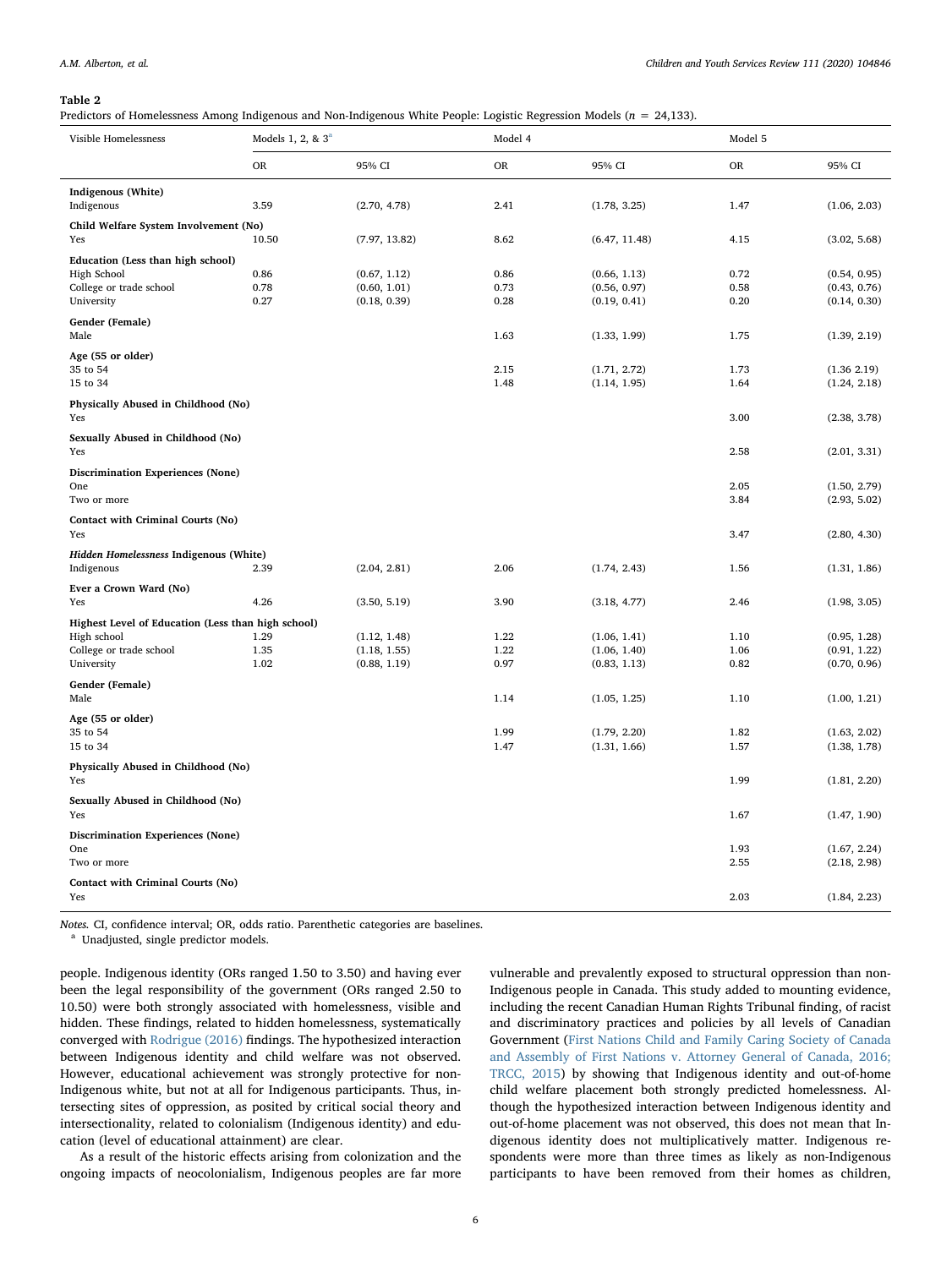**Table 2**
Predictors of Homelessness Among Indigenous and Non-Indigenous White People: Logistic Regression Models ($n$ = 24,133).

| Visible Homelessness | Models 1, 2, & 3[a] | | Model 4 | | Model 5 | |
|---|---|---|---|---|---|---|
| | OR | 95% CI | OR | 95% CI | OR | 95% CI |
| **Indigenous (White)** | | | | | | |
| Indigenous | 3.59 | (2.70, 4.78) | 2.41 | (1.78, 3.25) | 1.47 | (1.06, 2.03) |
| **Child Welfare System Involvement (No)** | | | | | | |
| Yes | 10.50 | (7.97, 13.82) | 8.62 | (6.47, 11.48) | 4.15 | (3.02, 5.68) |
| **Education (Less than high school)** | | | | | | |
| High School | 0.86 | (0.67, 1.12) | 0.86 | (0.66, 1.13) | 0.72 | (0.54, 0.95) |
| College or trade school | 0.78 | (0.60, 1.01) | 0.73 | (0.56, 0.97) | 0.58 | (0.43, 0.76) |
| University | 0.27 | (0.18, 0.39) | 0.28 | (0.19, 0.41) | 0.20 | (0.14, 0.30) |
| **Gender (Female)** | | | | | | |
| Male | | | 1.63 | (1.33, 1.99) | 1.75 | (1.39, 2.19) |
| **Age (55 or older)** | | | | | | |
| 35 to 54 | | | 2.15 | (1.71, 2.72) | 1.73 | (1.36 2.19) |
| 15 to 34 | | | 1.48 | (1.14, 1.95) | 1.64 | (1.24, 2.18) |
| **Physically Abused in Childhood (No)** | | | | | | |
| Yes | | | | | 3.00 | (2.38, 3.78) |
| **Sexually Abused in Childhood (No)** | | | | | | |
| Yes | | | | | 2.58 | (2.01, 3.31) |
| **Discrimination Experiences (None)** | | | | | | |
| One | | | | | 2.05 | (1.50, 2.79) |
| Two or more | | | | | 3.84 | (2.93, 5.02) |
| **Contact with Criminal Courts (No)** | | | | | | |
| Yes | | | | | 3.47 | (2.80, 4.30) |
| ***Hidden Homelessness* Indigenous (White)** | | | | | | |
| Indigenous | 2.39 | (2.04, 2.81) | 2.06 | (1.74, 2.43) | 1.56 | (1.31, 1.86) |
| **Ever a Crown Ward (No)** | | | | | | |
| Yes | 4.26 | (3.50, 5.19) | 3.90 | (3.18, 4.77) | 2.46 | (1.98, 3.05) |
| **Highest Level of Education (Less than high school)** | | | | | | |
| High school | 1.29 | (1.12, 1.48) | 1.22 | (1.06, 1.41) | 1.10 | (0.95, 1.28) |
| College or trade school | 1.35 | (1.18, 1.55) | 1.22 | (1.06, 1.40) | 1.06 | (0.91, 1.22) |
| University | 1.02 | (0.88, 1.19) | 0.97 | (0.83, 1.13) | 0.82 | (0.70, 0.96) |
| **Gender (Female)** | | | | | | |
| Male | | | 1.14 | (1.05, 1.25) | 1.10 | (1.00, 1.21) |
| **Age (55 or older)** | | | | | | |
| 35 to 54 | | | 1.99 | (1.79, 2.20) | 1.82 | (1.63, 2.02) |
| 15 to 34 | | | 1.47 | (1.31, 1.66) | 1.57 | (1.38, 1.78) |
| **Physically Abused in Childhood (No)** | | | | | | |
| Yes | | | | | 1.99 | (1.81, 2.20) |
| **Sexually Abused in Childhood (No)** | | | | | | |
| Yes | | | | | 1.67 | (1.47, 1.90) |
| **Discrimination Experiences (None)** | | | | | | |
| One | | | | | 1.93 | (1.67, 2.24) |
| Two or more | | | | | 2.55 | (2.18, 2.98) |
| **Contact with Criminal Courts (No)** | | | | | | |
| Yes | | | | | 2.03 | (1.84, 2.23) |

*Notes.* CI, confidence interval; OR, odds ratio. Parenthetic categories are baselines.
[a] Unadjusted, single predictor models.

people. Indigenous identity (ORs ranged 1.50 to 3.50) and having ever been the legal responsibility of the government (ORs ranged 2.50 to 10.50) were both strongly associated with homelessness, visible and hidden. These findings, related to hidden homelessness, systematically converged with Rodrigue (2016) findings. The hypothesized interaction between Indigenous identity and child welfare was not observed. However, educational achievement was strongly protective for non-Indigenous white, but not at all for Indigenous participants. Thus, intersecting sites of oppression, as posited by critical social theory and intersectionality, related to colonialism (Indigenous identity) and education (level of educational attainment) are clear.

As a result of the historic effects arising from colonization and the ongoing impacts of neocolonialism, Indigenous peoples are far more vulnerable and prevalently exposed to structural oppression than non-Indigenous people in Canada. This study added to mounting evidence, including the recent Canadian Human Rights Tribunal finding, of racist and discriminatory practices and policies by all levels of Canadian Government (First Nations Child and Family Caring Society of Canada and Assembly of First Nations v. Attorney General of Canada, 2016; TRCC, 2015) by showing that Indigenous identity and out-of-home child welfare placement both strongly predicted homelessness. Although the hypothesized interaction between Indigenous identity and out-of-home placement was not observed, this does not mean that Indigenous identity does not multiplicatively matter. Indigenous respondents were more than three times as likely as non-Indigenous participants to have been removed from their homes as children,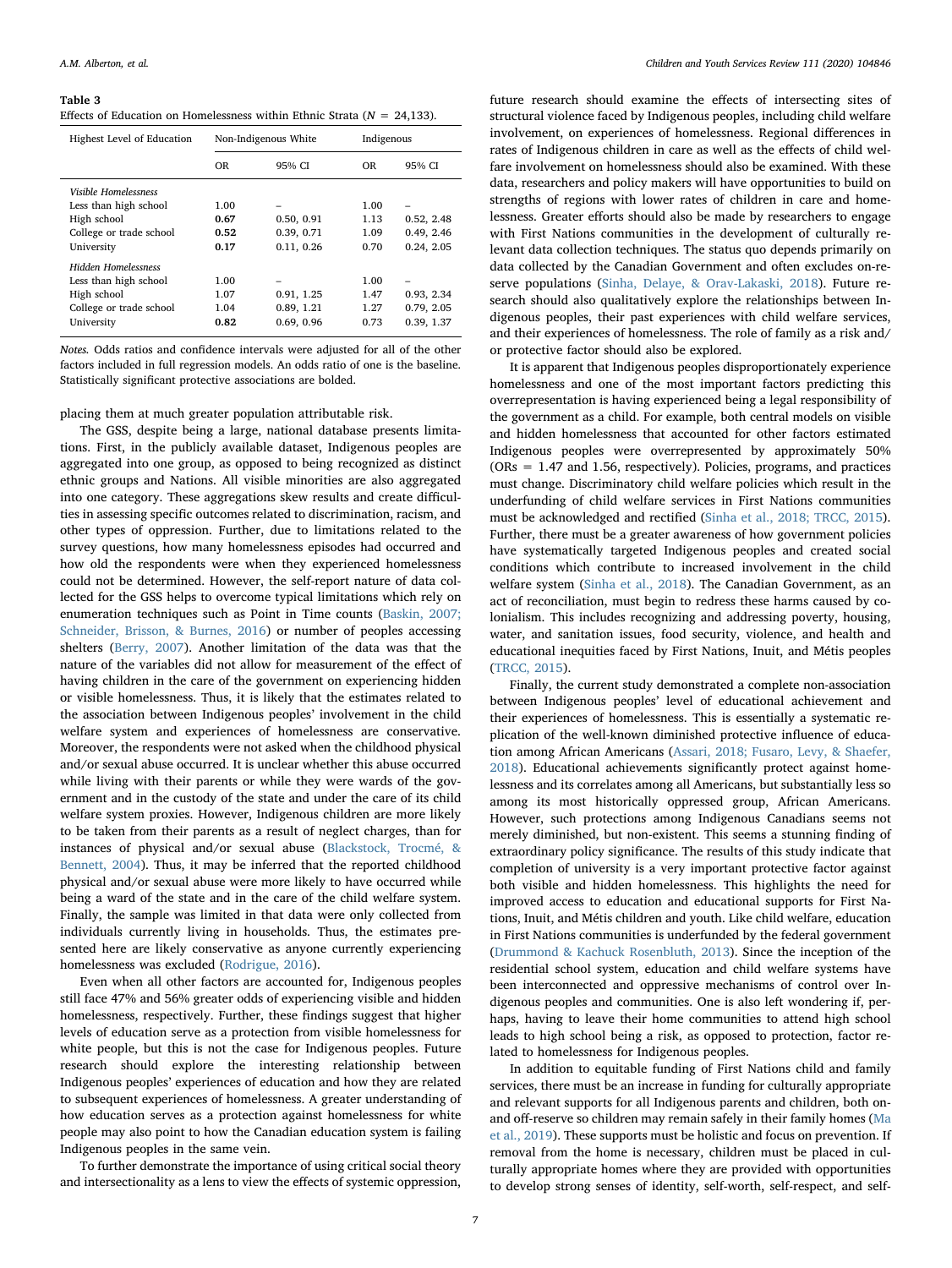**Table 3**
Effects of Education on Homelessness within Ethnic Strata ($N$ = 24,133).

| Highest Level of Education | Non-Indigenous White | | Indigenous | |
|---|---|---|---|---|
| | OR | 95% CI | OR | 95% CI |
| *Visible Homelessness* | | | | |
| Less than high school | 1.00 | – | 1.00 | – |
| High school | **0.67** | 0.50, 0.91 | 1.13 | 0.52, 2.48 |
| College or trade school | **0.52** | 0.39, 0.71 | 1.09 | 0.49, 2.46 |
| University | **0.17** | 0.11, 0.26 | 0.70 | 0.24, 2.05 |
| *Hidden Homelessness* | | | | |
| Less than high school | 1.00 | – | 1.00 | – |
| High school | 1.07 | 0.91, 1.25 | 1.47 | 0.93, 2.34 |
| College or trade school | 1.04 | 0.89, 1.21 | 1.27 | 0.79, 2.05 |
| University | **0.82** | 0.69, 0.96 | 0.73 | 0.39, 1.37 |

*Notes.* Odds ratios and confidence intervals were adjusted for all of the other factors included in full regression models. An odds ratio of one is the baseline. Statistically significant protective associations are bolded.

placing them at much greater population attributable risk.

The GSS, despite being a large, national database presents limitations. First, in the publicly available dataset, Indigenous peoples are aggregated into one group, as opposed to being recognized as distinct ethnic groups and Nations. All visible minorities are also aggregated into one category. These aggregations skew results and create difficulties in assessing specific outcomes related to discrimination, racism, and other types of oppression. Further, due to limitations related to the survey questions, how many homelessness episodes had occurred and how old the respondents were when they experienced homelessness could not be determined. However, the self-report nature of data collected for the GSS helps to overcome typical limitations which rely on enumeration techniques such as Point in Time counts (Baskin, 2007; Schneider, Brisson, & Burnes, 2016) or number of peoples accessing shelters (Berry, 2007). Another limitation of the data was that the nature of the variables did not allow for measurement of the effect of having children in the care of the government on experiencing hidden or visible homelessness. Thus, it is likely that the estimates related to the association between Indigenous peoples' involvement in the child welfare system and experiences of homelessness are conservative. Moreover, the respondents were not asked when the childhood physical and/or sexual abuse occurred. It is unclear whether this abuse occurred while living with their parents or while they were wards of the government and in the custody of the state and under the care of its child welfare system proxies. However, Indigenous children are more likely to be taken from their parents as a result of neglect charges, than for instances of physical and/or sexual abuse (Blackstock, Trocmé, & Bennett, 2004). Thus, it may be inferred that the reported childhood physical and/or sexual abuse were more likely to have occurred while being a ward of the state and in the care of the child welfare system. Finally, the sample was limited in that data were only collected from individuals currently living in households. Thus, the estimates presented here are likely conservative as anyone currently experiencing homelessness was excluded (Rodrigue, 2016).

Even when all other factors are accounted for, Indigenous peoples still face 47% and 56% greater odds of experiencing visible and hidden homelessness, respectively. Further, these findings suggest that higher levels of education serve as a protection from visible homelessness for white people, but this is not the case for Indigenous peoples. Future research should explore the interesting relationship between Indigenous peoples' experiences of education and how they are related to subsequent experiences of homelessness. A greater understanding of how education serves as a protection against homelessness for white people may also point to how the Canadian education system is failing Indigenous peoples in the same vein.

To further demonstrate the importance of using critical social theory and intersectionality as a lens to view the effects of systemic oppression, future research should examine the effects of intersecting sites of structural violence faced by Indigenous peoples, including child welfare involvement, on experiences of homelessness. Regional differences in rates of Indigenous children in care as well as the effects of child welfare involvement on homelessness should also be examined. With these data, researchers and policy makers will have opportunities to build on strengths of regions with lower rates of children in care and homelessness. Greater efforts should also be made by researchers to engage with First Nations communities in the development of culturally relevant data collection techniques. The status quo depends primarily on data collected by the Canadian Government and often excludes on-reserve populations (Sinha, Delaye, & Orav-Lakaski, 2018). Future research should also qualitatively explore the relationships between Indigenous peoples, their past experiences with child welfare services, and their experiences of homelessness. The role of family as a risk and/or protective factor should also be explored.

It is apparent that Indigenous peoples disproportionately experience homelessness and one of the most important factors predicting this overrepresentation is having experienced being a legal responsibility of the government as a child. For example, both central models on visible and hidden homelessness that accounted for other factors estimated Indigenous peoples were overrepresented by approximately 50% (ORs = 1.47 and 1.56, respectively). Policies, programs, and practices must change. Discriminatory child welfare policies which result in the underfunding of child welfare services in First Nations communities must be acknowledged and rectified (Sinha et al., 2018; TRCC, 2015). Further, there must be a greater awareness of how government policies have systematically targeted Indigenous peoples and created social conditions which contribute to increased involvement in the child welfare system (Sinha et al., 2018). The Canadian Government, as an act of reconciliation, must begin to redress these harms caused by colonialism. This includes recognizing and addressing poverty, housing, water, and sanitation issues, food security, violence, and health and educational inequities faced by First Nations, Inuit, and Métis peoples (TRCC, 2015).

Finally, the current study demonstrated a complete non-association between Indigenous peoples' level of educational achievement and their experiences of homelessness. This is essentially a systematic replication of the well-known diminished protective influence of education among African Americans (Assari, 2018; Fusaro, Levy, & Shaefer, 2018). Educational achievements significantly protect against homelessness and its correlates among all Americans, but substantially less so among its most historically oppressed group, African Americans. However, such protections among Indigenous Canadians seems not merely diminished, but non-existent. This seems a stunning finding of extraordinary policy significance. The results of this study indicate that completion of university is a very important protective factor against both visible and hidden homelessness. This highlights the need for improved access to education and educational supports for First Nations, Inuit, and Métis children and youth. Like child welfare, education in First Nations communities is underfunded by the federal government (Drummond & Kachuck Rosenbluth, 2013). Since the inception of the residential school system, education and child welfare systems have been interconnected and oppressive mechanisms of control over Indigenous peoples and communities. One is also left wondering if, perhaps, having to leave their home communities to attend high school leads to high school being a risk, as opposed to protection, factor related to homelessness for Indigenous peoples.

In addition to equitable funding of First Nations child and family services, there must be an increase in funding for culturally appropriate and relevant supports for all Indigenous parents and children, both on- and off-reserve so children may remain safely in their family homes (Ma et al., 2019). These supports must be holistic and focus on prevention. If removal from the home is necessary, children must be placed in culturally appropriate homes where they are provided with opportunities to develop strong senses of identity, self-worth, self-respect, and self-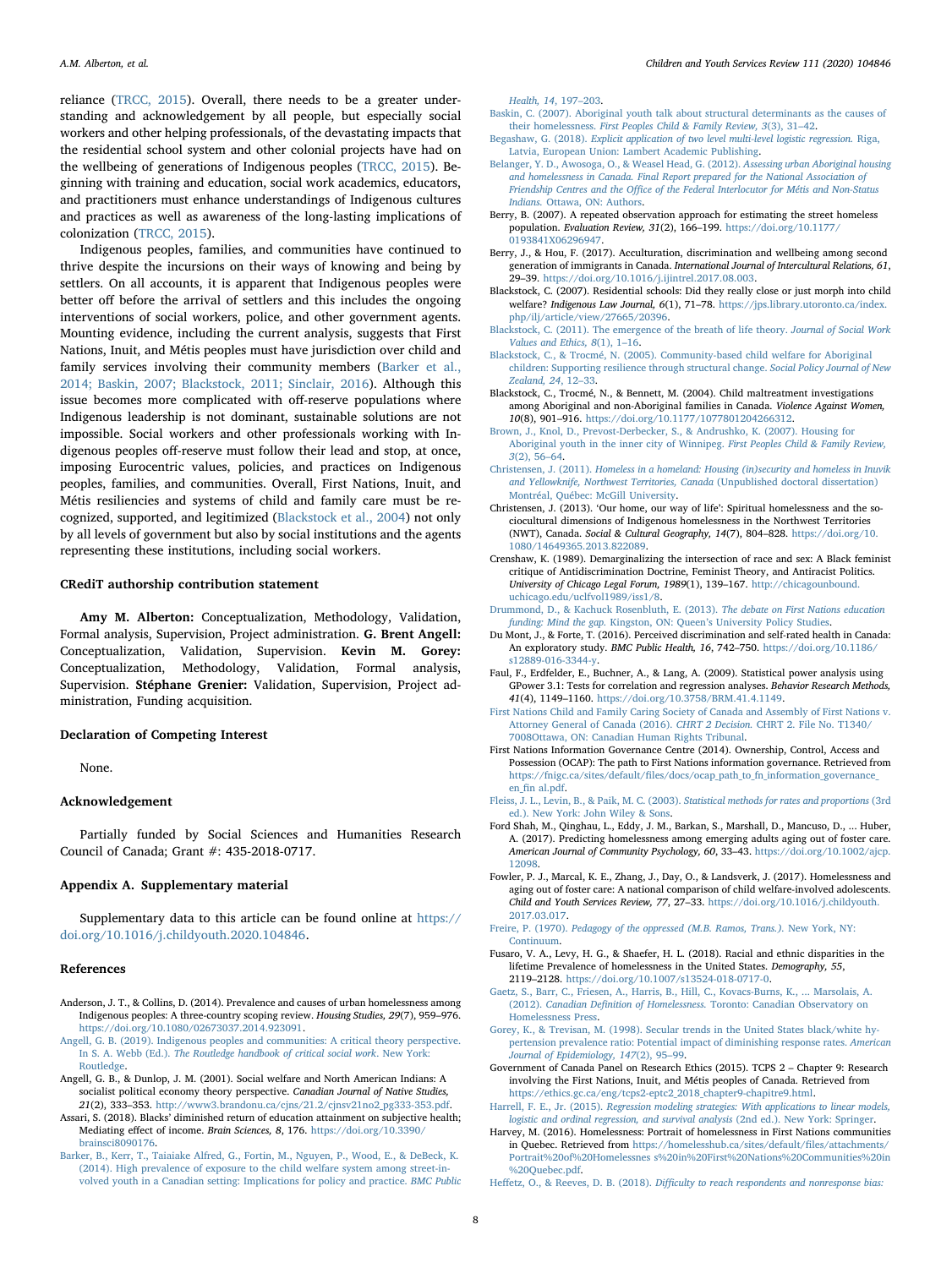reliance (TRCC, 2015). Overall, there needs to be a greater understanding and acknowledgement by all people, but especially social workers and other helping professionals, of the devastating impacts that the residential school system and other colonial projects have had on the wellbeing of generations of Indigenous peoples (TRCC, 2015). Beginning with training and education, social work academics, educators, and practitioners must enhance understandings of Indigenous cultures and practices as well as awareness of the long-lasting implications of colonization (TRCC, 2015).

Indigenous peoples, families, and communities have continued to thrive despite the incursions on their ways of knowing and being by settlers. On all accounts, it is apparent that Indigenous peoples were better off before the arrival of settlers and this includes the ongoing interventions of social workers, police, and other government agents. Mounting evidence, including the current analysis, suggests that First Nations, Inuit, and Métis peoples must have jurisdiction over child and family services involving their community members (Barker et al., 2014; Baskin, 2007; Blackstock, 2011; Sinclair, 2016). Although this issue becomes more complicated with off-reserve populations where Indigenous leadership is not dominant, sustainable solutions are not impossible. Social workers and other professionals working with Indigenous peoples off-reserve must follow their lead and stop, at once, imposing Eurocentric values, policies, and practices on Indigenous peoples, families, and communities. Overall, First Nations, Inuit, and Métis resiliencies and systems of child and family care must be recognized, supported, and legitimized (Blackstock et al., 2004) not only by all levels of government but also by social institutions and the agents representing these institutions, including social workers.

## CRediT authorship contribution statement

**Amy M. Alberton:** Conceptualization, Methodology, Validation, Formal analysis, Supervision, Project administration. **G. Brent Angell:** Conceptualization, Validation, Supervision. **Kevin M. Gorey:** Conceptualization, Methodology, Validation, Formal analysis, Supervision. **Stéphane Grenier:** Validation, Supervision, Project administration, Funding acquisition.

## Declaration of Competing Interest

None.

## Acknowledgement

Partially funded by Social Sciences and Humanities Research Council of Canada; Grant #: 435-2018-0717.

## Appendix A. Supplementary material

Supplementary data to this article can be found online at https://doi.org/10.1016/j.childyouth.2020.104846.

## References

Anderson, J. T., & Collins, D. (2014). Prevalence and causes of urban homelessness among Indigenous peoples: A three-country scoping review. *Housing Studies, 29*(7), 959–976. https://doi.org/10.1080/02673037.2014.923091.

Angell, G. B. (2019). Indigenous peoples and communities: A critical theory perspective. In S. A. Webb (Ed.). *The Routledge handbook of critical social work*. New York: Routledge.

Angell, G. B., & Dunlop, J. M. (2001). Social welfare and North American Indians: A socialist political economy theory perspective. *Canadian Journal of Native Studies, 21*(2), 333–353. http://www3.brandonu.ca/cjns/21.2/cjnsv21no2_pg333-353.pdf.

Assari, S. (2018). Blacks' diminished return of education attainment on subjective health; Mediating effect of income. *Brain Sciences, 8*, 176. https://doi.org/10.3390/brainsci8090176.

Barker, B., Kerr, T., Taiaiake Alfred, G., Fortin, M., Nguyen, P., Wood, E., & DeBeck, K. (2014). High prevalence of exposure to the child welfare system among street-involved youth in a Canadian setting: Implications for policy and practice. *BMC Public Health, 14*, 197–203.

Baskin, C. (2007). Aboriginal youth talk about structural determinants as the causes of their homelessness. *First Peoples Child & Family Review, 3*(3), 31–42.

Begashaw, G. (2018). *Explicit application of two level multi-level logistic regression.* Riga, Latvia, European Union: Lambert Academic Publishing.

Belanger, Y. D., Awosoga, O., & Weasel Head, G. (2012). *Assessing urban Aboriginal housing and homelessness in Canada. Final Report prepared for the National Association of Friendship Centres and the Office of the Federal Interlocutor for Métis and Non-Status Indians.* Ottawa, ON: Authors.

Berry, B. (2007). A repeated observation approach for estimating the street homeless population. *Evaluation Review, 31*(2), 166–199. https://doi.org/10.1177/0193841X06296947.

Berry, J., & Hou, F. (2017). Acculturation, discrimination and wellbeing among second generation of immigrants in Canada. *International Journal of Intercultural Relations, 61*, 29–39. https://doi.org/10.1016/j.ijintrel.2017.08.003.

Blackstock, C. (2007). Residential schools: Did they really close or just morph into child welfare? *Indigenous Law Journal, 6*(1), 71–78. https://jps.library.utoronto.ca/index.php/ilj/article/view/27665/20396.

Blackstock, C. (2011). The emergence of the breath of life theory. *Journal of Social Work Values and Ethics, 8*(1), 1–16.

Blackstock, C., & Trocmé, N. (2005). Community-based child welfare for Aboriginal children: Supporting resilience through structural change. *Social Policy Journal of New Zealand, 24*, 12–33.

Blackstock, C., Trocmé, N., & Bennett, M. (2004). Child maltreatment investigations among Aboriginal and non-Aboriginal families in Canada. *Violence Against Women, 10*(8), 901–916. https://doi.org/10.1177/1077801204266312.

Brown, J., Knol, D., Prevost-Derbecker, S., & Andrushko, K. (2007). Housing for Aboriginal youth in the inner city of Winnipeg. *First Peoples Child & Family Review, 3*(2), 56–64.

Christensen, J. (2011). *Homeless in a homeland: Housing (in)security and homeless in Inuvik and Yellowknife, Northwest Territories, Canada* (Unpublished doctoral dissertation) Montréal, Québec: McGill University.

Christensen, J. (2013). 'Our home, our way of life': Spiritual homelessness and the sociocultural dimensions of Indigenous homelessness in the Northwest Territories (NWT), Canada. *Social & Cultural Geography, 14*(7), 804–828. https://doi.org/10.1080/14649365.2013.822089.

Crenshaw, K. (1989). Demarginalizing the intersection of race and sex: A Black feminist critique of Antidiscrimination Doctrine, Feminist Theory, and Antiracist Politics. *University of Chicago Legal Forum, 1989*(1), 139–167. http://chicagounbound.uchicago.edu/uclfvol1989/iss1/8.

Drummond, D., & Kachuck Rosenbluth, E. (2013). *The debate on First Nations education funding: Mind the gap.* Kingston, ON: Queen's University Policy Studies.

Du Mont, J., & Forte, T. (2016). Perceived discrimination and self-rated health in Canada: An exploratory study. *BMC Public Health, 16*, 742–750. https://doi.org/10.1186/s12889-016-3344-y.

Faul, F., Erdfelder, E., Buchner, A., & Lang, A. (2009). Statistical power analysis using GPower 3.1: Tests for correlation and regression analyses. *Behavior Research Methods, 41*(4), 1149–1160. https://doi.org/10.3758/BRM.41.4.1149.

First Nations Child and Family Caring Society of Canada and Assembly of First Nations v. Attorney General of Canada (2016). *CHRT 2 Decision.* CHRT 2. File No. T1340/7008Ottawa, ON: Canadian Human Rights Tribunal.

First Nations Information Governance Centre (2014). Ownership, Control, Access and Possession (OCAP): The path to First Nations information governance. Retrieved from https://fnigc.ca/sites/default/files/docs/ocap_path_to_fn_information_governance_en_fin al.pdf.

Fleiss, J. L., Levin, B., & Paik, M. C. (2003). *Statistical methods for rates and proportions* (3rd ed.). New York: John Wiley & Sons.

Ford Shah, M., Qinghau, L., Eddy, J. M., Barkan, S., Marshall, D., Mancuso, D., ... Huber, A. (2017). Predicting homelessness among emerging adults aging out of foster care. *American Journal of Community Psychology, 60*, 33–43. https://doi.org/10.1002/ajcp.12098.

Fowler, P. J., Marcal, K. E., Zhang, J., Day, O., & Landsverk, J. (2017). Homelessness and aging out of foster care: A national comparison of child welfare-involved adolescents. *Child and Youth Services Review, 77*, 27–33. https://doi.org/10.1016/j.childyouth.2017.03.017.

Freire, P. (1970). *Pedagogy of the oppressed (M.B. Ramos, Trans.).* New York, NY: Continuum.

Fusaro, V. A., Levy, H. G., & Shaefer, H. L. (2018). Racial and ethnic disparities in the lifetime Prevalence of homelessness in the United States. *Demography, 55*, 2119–2128. https://doi.org/10.1007/s13524-018-0717-0.

Gaetz, S., Barr, C., Friesen, A., Harris, B., Hill, C., Kovacs-Burns, K., ... Marsolais, A. (2012). *Canadian Definition of Homelessness.* Toronto: Canadian Observatory on Homelessness Press.

Gorey, K., & Trevisan, M. (1998). Secular trends in the United States black/white hypertension prevalence ratio: Potential impact of diminishing response rates. *American Journal of Epidemiology, 147*(2), 95–99.

Government of Canada Panel on Research Ethics (2015). TCPS 2 – Chapter 9: Research involving the First Nations, Inuit, and Métis peoples of Canada. Retrieved from https://ethics.gc.ca/eng/tcps2-eptc2_2018_chapter9-chapitre9.html.

Harrell, F. E., Jr. (2015). *Regression modeling strategies: With applications to linear models, logistic and ordinal regression, and survival analysis* (2nd ed.). New York: Springer.

Harvey, M. (2016). Homelessness: Portrait of homelessness in First Nations communities in Quebec. Retrieved from https://homelesshub.ca/sites/default/files/attachments/Portrait%20of%20Homelessnes s%20in%20First%20Nations%20Communities%20in%20Quebec.pdf.

Heffetz, O., & Reeves, D. B. (2018). *Difficulty to reach respondents and nonresponse bias:*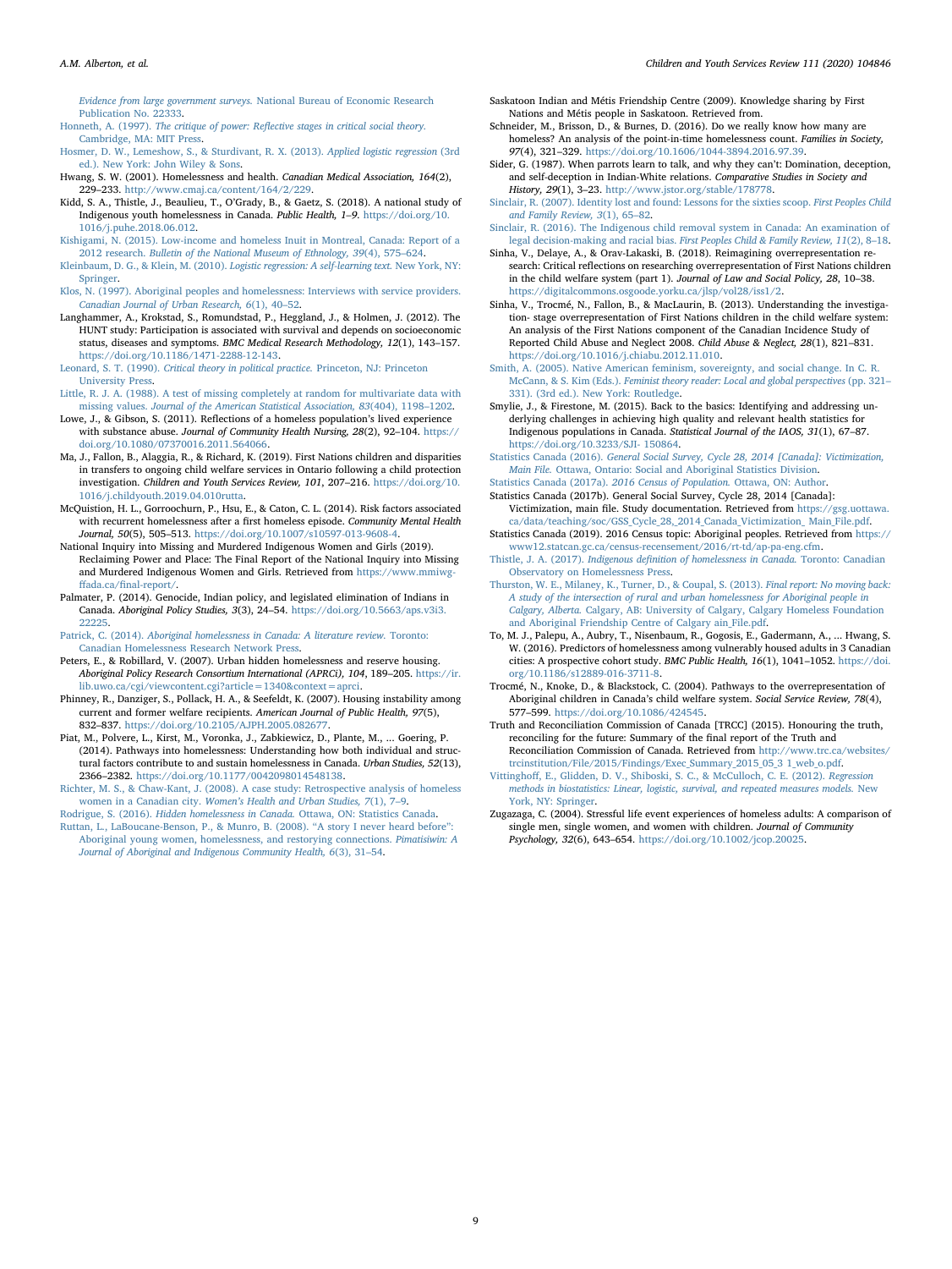*Evidence from large government surveys.* National Bureau of Economic Research Publication No. 22333.

Honneth, A. (1997). *The critique of power: Reflective stages in critical social theory.* Cambridge, MA: MIT Press.

Hosmer, D. W., Lemeshow, S., & Sturdivant, R. X. (2013). *Applied logistic regression* (3rd ed.). New York: John Wiley & Sons.

Hwang, S. W. (2001). Homelessness and health. *Canadian Medical Association, 164*(2), 229–233. http://www.cmaj.ca/content/164/2/229.

Kidd, S. A., Thistle, J., Beaulieu, T., O'Grady, B., & Gaetz, S. (2018). A national study of Indigenous youth homelessness in Canada. *Public Health, 1–9*. https://doi.org/10.1016/j.puhe.2018.06.012.

Kishigami, N. (2015). Low-income and homeless Inuit in Montreal, Canada: Report of a 2012 research. *Bulletin of the National Museum of Ethnology, 39*(4), 575–624.

Kleinbaum, D. G., & Klein, M. (2010). *Logistic regression: A self-learning text.* New York, NY: Springer.

Klos, N. (1997). Aboriginal peoples and homelessness: Interviews with service providers. *Canadian Journal of Urban Research, 6*(1), 40–52.

Langhammer, A., Krokstad, S., Romundstad, P., Heggland, J., & Holmen, J. (2012). The HUNT study: Participation is associated with survival and depends on socioeconomic status, diseases and symptoms. *BMC Medical Research Methodology, 12*(1), 143–157. https://doi.org/10.1186/1471-2288-12-143.

Leonard, S. T. (1990). *Critical theory in political practice.* Princeton, NJ: Princeton University Press.

Little, R. J. A. (1988). A test of missing completely at random for multivariate data with missing values. *Journal of the American Statistical Association, 83*(404), 1198–1202.

Lowe, J., & Gibson, S. (2011). Reflections of a homeless population's lived experience with substance abuse. *Journal of Community Health Nursing, 28*(2), 92–104. https://doi.org/10.1080/07370016.2011.564066.

Ma, J., Fallon, B., Alaggia, R., & Richard, K. (2019). First Nations children and disparities in transfers to ongoing child welfare services in Ontario following a child protection investigation. *Children and Youth Services Review, 101*, 207–216. https://doi.org/10.1016/j.childyouth.2019.04.010rutta.

McQuistion, H. L., Gorroochurn, P., Hsu, E., & Caton, C. L. (2014). Risk factors associated with recurrent homelessness after a first homeless episode. *Community Mental Health Journal, 50*(5), 505–513. https://doi.org/10.1007/s10597-013-9608-4.

National Inquiry into Missing and Murdered Indigenous Women and Girls (2019). Reclaiming Power and Place: The Final Report of the National Inquiry into Missing and Murdered Indigenous Women and Girls. Retrieved from https://www.mmiwg-ffada.ca/final-report/.

Palmater, P. (2014). Genocide, Indian policy, and legislated elimination of Indians in Canada. *Aboriginal Policy Studies, 3*(3), 24–54. https://doi.org/10.5663/aps.v3i3.22225.

Patrick, C. (2014). *Aboriginal homelessness in Canada: A literature review.* Toronto: Canadian Homelessness Research Network Press.

Peters, E., & Robillard, V. (2007). Urban hidden homelessness and reserve housing. *Aboriginal Policy Research Consortium International (APRCi), 104*, 189–205. https://ir.lib.uwo.ca/cgi/viewcontent.cgi?article=1340&context=aprci.

Phinney, R., Danziger, S., Pollack, H. A., & Seefeldt, K. (2007). Housing instability among current and former welfare recipients. *American Journal of Public Health, 97*(5), 832–837. https://doi.org/10.2105/AJPH.2005.082677.

Piat, M., Polvere, L., Kirst, M., Voronka, J., Zabkiewicz, D., Plante, M., ... Goering, P. (2014). Pathways into homelessness: Understanding how both individual and structural factors contribute to and sustain homelessness in Canada. *Urban Studies, 52*(13), 2366–2382. https://doi.org/10.1177/0042098014548138.

Richter, M. S., & Chaw-Kant, J. (2008). A case study: Retrospective analysis of homeless women in a Canadian city. *Women's Health and Urban Studies, 7*(1), 7–9.

Rodrigue, S. (2016). *Hidden homelessness in Canada.* Ottawa, ON: Statistics Canada.

Ruttan, L., LaBoucane-Benson, P., & Munro, B. (2008). "A story I never heard before": Aboriginal young women, homelessness, and restorying connections. *Pimatisiwin: A Journal of Aboriginal and Indigenous Community Health, 6*(3), 31–54.

Saskatoon Indian and Métis Friendship Centre (2009). Knowledge sharing by First Nations and Métis people in Saskatoon. Retrieved from.

Schneider, M., Brisson, D., & Burnes, D. (2016). Do we really know how many are homeless? An analysis of the point-in-time homelessness count. *Families in Society, 97*(4), 321–329. https://doi.org/10.1606/1044-3894.2016.97.39.

Sider, G. (1987). When parrots learn to talk, and why they can't: Domination, deception, and self-deception in Indian-White relations. *Comparative Studies in Society and History, 29*(1), 3–23. http://www.jstor.org/stable/178778.

Sinclair, R. (2007). Identity lost and found: Lessons for the sixties scoop. *First Peoples Child and Family Review, 3*(1), 65–82.

Sinclair, R. (2016). The Indigenous child removal system in Canada: An examination of legal decision-making and racial bias. *First Peoples Child & Family Review, 11*(2), 8–18.

Sinha, V., Delaye, A., & Orav-Lakaski, B. (2018). Reimagining overrepresentation research: Critical reflections on researching overrepresentation of First Nations children in the child welfare system (part 1). *Journal of Law and Social Policy, 28*, 10–38. https://digitalcommons.osgoode.yorku.ca/jlsp/vol28/iss1/2.

Sinha, V., Trocmé, N., Fallon, B., & MacLaurin, B. (2013). Understanding the investigation- stage overrepresentation of First Nations children in the child welfare system: An analysis of the First Nations component of the Canadian Incidence Study of Reported Child Abuse and Neglect 2008. *Child Abuse & Neglect, 28*(1), 821–831. https://doi.org/10.1016/j.chiabu.2012.11.010.

Smith, A. (2005). Native American feminism, sovereignty, and social change. In C. R. McCann, & S. Kim (Eds.). *Feminist theory reader: Local and global perspectives* (pp. 321–331). (3rd ed.). New York: Routledge.

Smylie, J., & Firestone, M. (2015). Back to the basics: Identifying and addressing underlying challenges in achieving high quality and relevant health statistics for Indigenous populations in Canada. *Statistical Journal of the IAOS, 31*(1), 67–87. https://doi.org/10.3233/SJI- 150864.

Statistics Canada (2016). *General Social Survey, Cycle 28, 2014 [Canada]: Victimization, Main File.* Ottawa, Ontario: Social and Aboriginal Statistics Division.

Statistics Canada (2017a). *2016 Census of Population.* Ottawa, ON: Author.

Statistics Canada (2017b). General Social Survey, Cycle 28, 2014 [Canada]: Victimization, main file. Study documentation. Retrieved from https://gsg.uottawa.ca/data/teaching/soc/GSS_Cycle_28,_2014_Canada_Victimization_ Main_File.pdf.

Statistics Canada (2019). 2016 Census topic: Aboriginal peoples. Retrieved from https://www12.statcan.gc.ca/census-recensement/2016/rt-td/ap-pa-eng.cfm.

Thistle, J. A. (2017). *Indigenous definition of homelessness in Canada.* Toronto: Canadian Observatory on Homelessness Press.

Thurston, W. E., Milaney, K., Turner, D., & Coupal, S. (2013). *Final report: No moving back: A study of the intersection of rural and urban homelessness for Aboriginal people in Calgary, Alberta.* Calgary, AB: University of Calgary, Calgary Homeless Foundation and Aboriginal Friendship Centre of Calgary ain_File.pdf.

To, M. J., Palepu, A., Aubry, T., Nisenbaum, R., Gogosis, E., Gadermann, A., ... Hwang, S. W. (2016). Predictors of homelessness among vulnerably housed adults in 3 Canadian cities: A prospective cohort study. *BMC Public Health, 16*(1), 1041–1052. https://doi.org/10.1186/s12889-016-3711-8.

Trocmé, N., Knoke, D., & Blackstock, C. (2004). Pathways to the overrepresentation of Aboriginal children in Canada's child welfare system. *Social Service Review, 78*(4), 577–599. https://doi.org/10.1086/424545.

Truth and Reconciliation Commission of Canada [TRCC] (2015). Honouring the truth, reconciling for the future: Summary of the final report of the Truth and Reconciliation Commission of Canada. Retrieved from http://www.trc.ca/websites/trcinstitution/File/2015/Findings/Exec_Summary_2015_05_3 1_web_o.pdf.

Vittinghoff, E., Glidden, D. V., Shiboski, S. C., & McCulloch, C. E. (2012). *Regression methods in biostatistics: Linear, logistic, survival, and repeated measures models.* New York, NY: Springer.

Zugazaga, C. (2004). Stressful life event experiences of homeless adults: A comparison of single men, single women, and women with children. *Journal of Community Psychology, 32*(6), 643–654. https://doi.org/10.1002/jcop.20025.